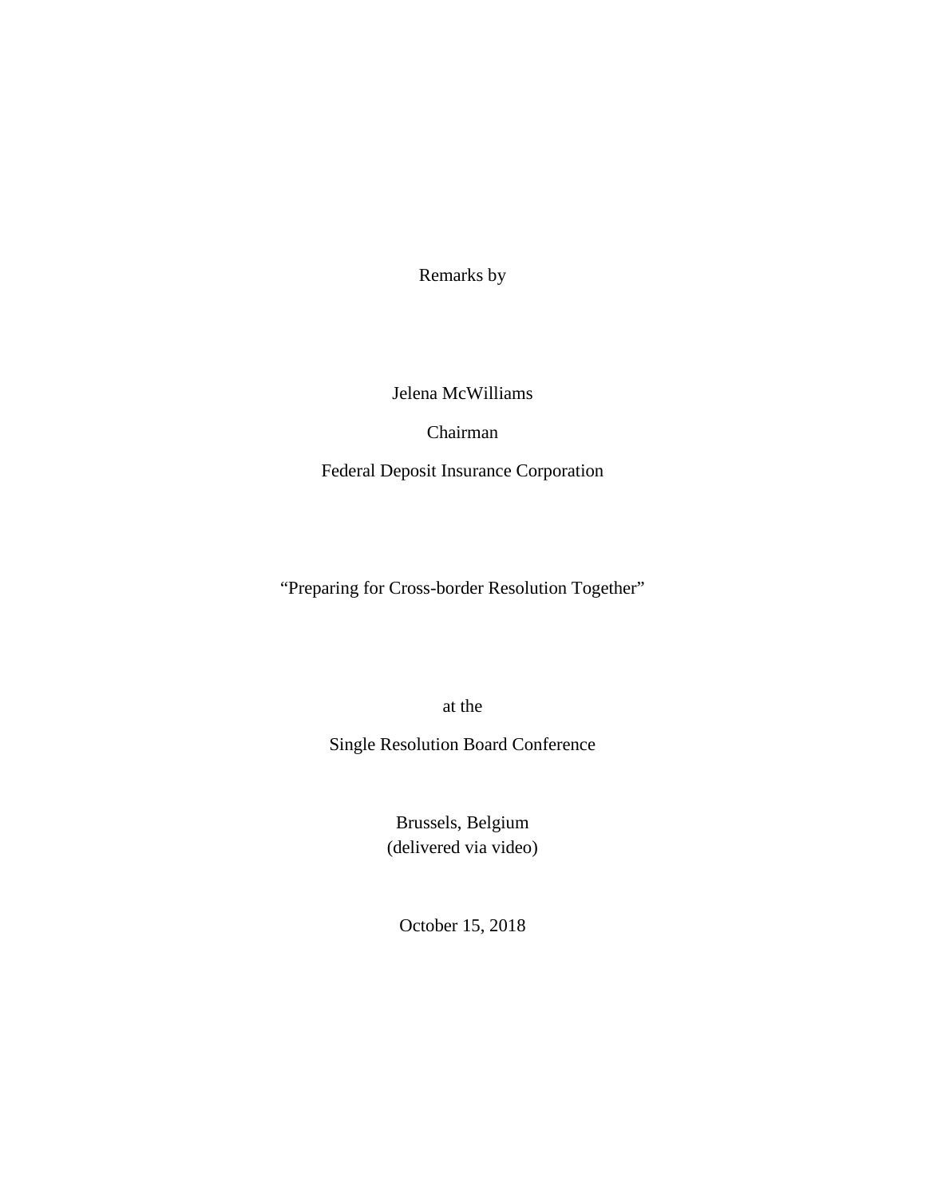Remarks by

Jelena McWilliams

Chairman

Federal Deposit Insurance Corporation

"Preparing for Cross-border Resolution Together"

at the

Single Resolution Board Conference

Brussels, Belgium
(delivered via video)

October 15, 2018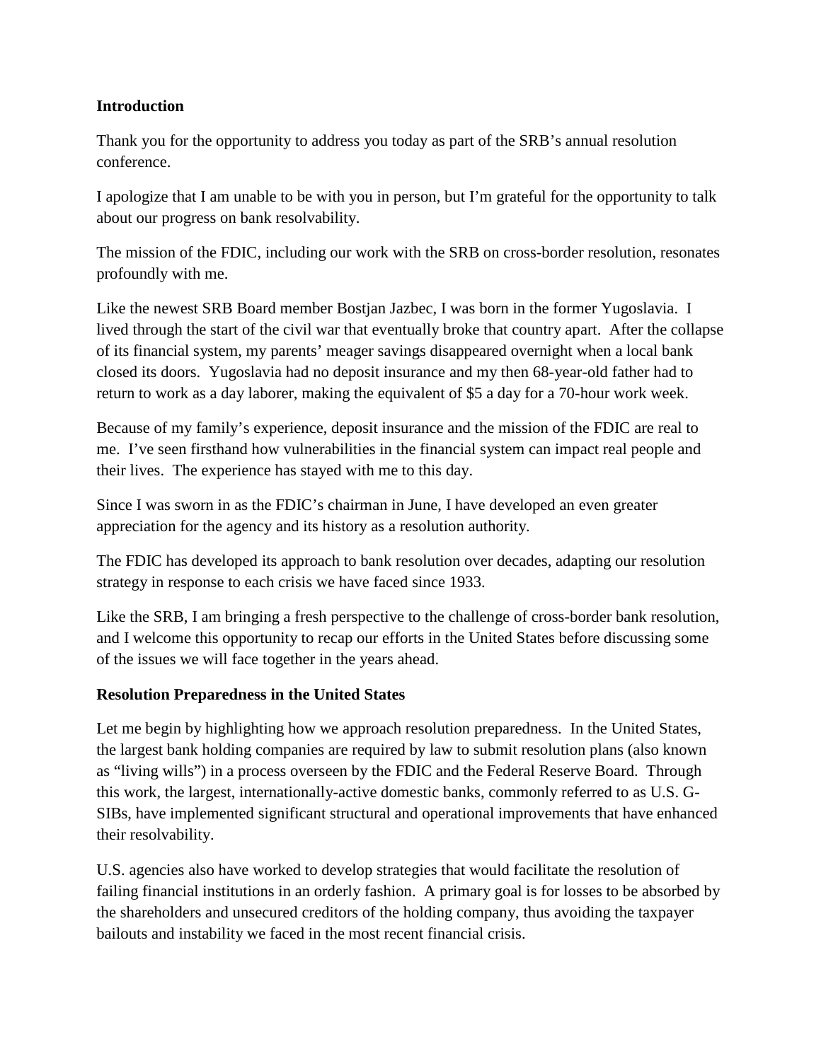**Introduction**

Thank you for the opportunity to address you today as part of the SRB's annual resolution conference.

I apologize that I am unable to be with you in person, but I'm grateful for the opportunity to talk about our progress on bank resolvability.

The mission of the FDIC, including our work with the SRB on cross-border resolution, resonates profoundly with me.

Like the newest SRB Board member Bostjan Jazbec, I was born in the former Yugoslavia. I lived through the start of the civil war that eventually broke that country apart. After the collapse of its financial system, my parents' meager savings disappeared overnight when a local bank closed its doors. Yugoslavia had no deposit insurance and my then 68-year-old father had to return to work as a day laborer, making the equivalent of $5 a day for a 70-hour work week.

Because of my family's experience, deposit insurance and the mission of the FDIC are real to me. I've seen firsthand how vulnerabilities in the financial system can impact real people and their lives. The experience has stayed with me to this day.

Since I was sworn in as the FDIC's chairman in June, I have developed an even greater appreciation for the agency and its history as a resolution authority.

The FDIC has developed its approach to bank resolution over decades, adapting our resolution strategy in response to each crisis we have faced since 1933.

Like the SRB, I am bringing a fresh perspective to the challenge of cross-border bank resolution, and I welcome this opportunity to recap our efforts in the United States before discussing some of the issues we will face together in the years ahead.

**Resolution Preparedness in the United States**

Let me begin by highlighting how we approach resolution preparedness. In the United States, the largest bank holding companies are required by law to submit resolution plans (also known as "living wills") in a process overseen by the FDIC and the Federal Reserve Board. Through this work, the largest, internationally-active domestic banks, commonly referred to as U.S. G-SIBs, have implemented significant structural and operational improvements that have enhanced their resolvability.

U.S. agencies also have worked to develop strategies that would facilitate the resolution of failing financial institutions in an orderly fashion. A primary goal is for losses to be absorbed by the shareholders and unsecured creditors of the holding company, thus avoiding the taxpayer bailouts and instability we faced in the most recent financial crisis.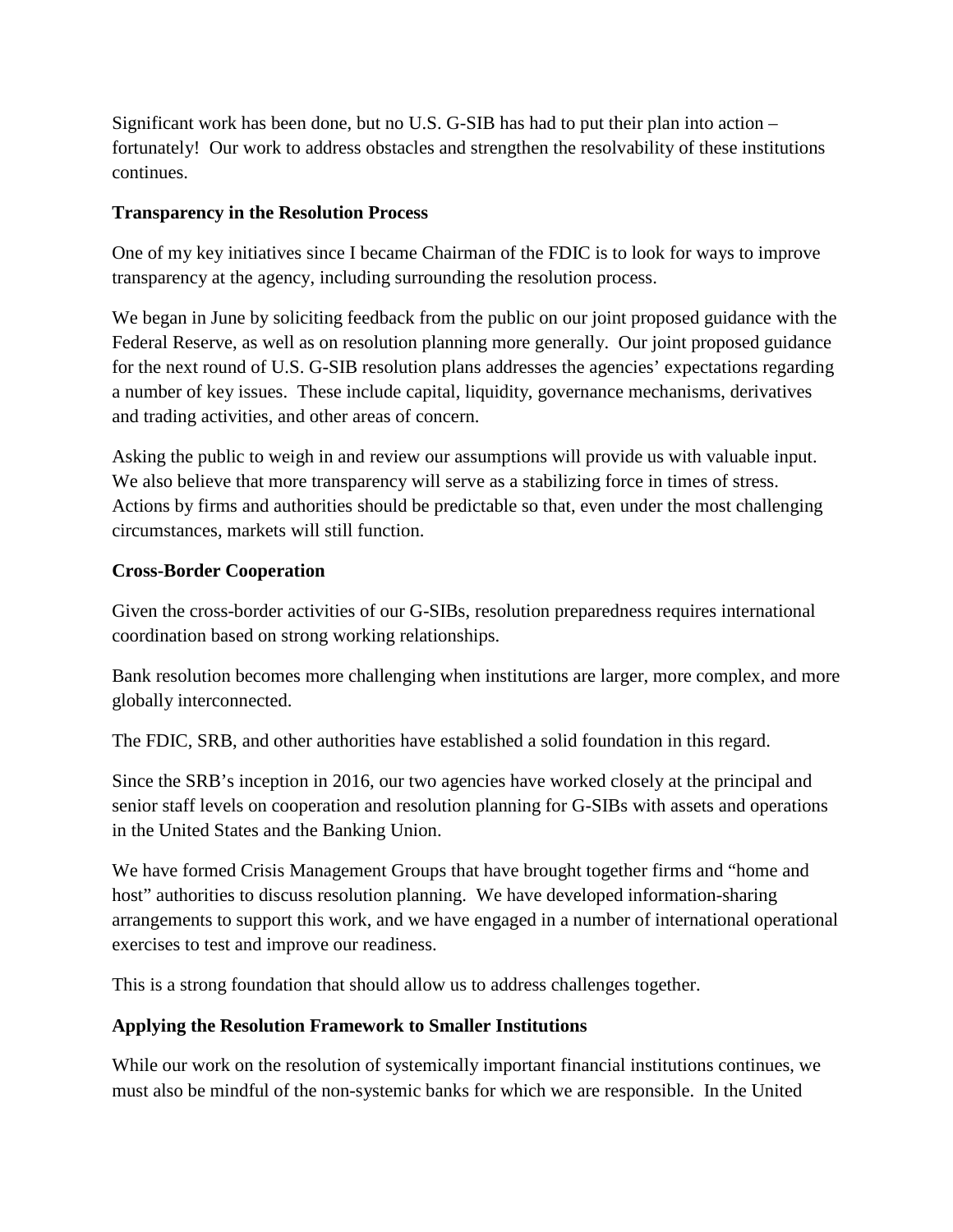Significant work has been done, but no U.S. G-SIB has had to put their plan into action – fortunately! Our work to address obstacles and strengthen the resolvability of these institutions continues.

**Transparency in the Resolution Process**

One of my key initiatives since I became Chairman of the FDIC is to look for ways to improve transparency at the agency, including surrounding the resolution process.

We began in June by soliciting feedback from the public on our joint proposed guidance with the Federal Reserve, as well as on resolution planning more generally. Our joint proposed guidance for the next round of U.S. G-SIB resolution plans addresses the agencies' expectations regarding a number of key issues. These include capital, liquidity, governance mechanisms, derivatives and trading activities, and other areas of concern.

Asking the public to weigh in and review our assumptions will provide us with valuable input. We also believe that more transparency will serve as a stabilizing force in times of stress. Actions by firms and authorities should be predictable so that, even under the most challenging circumstances, markets will still function.

**Cross-Border Cooperation**

Given the cross-border activities of our G-SIBs, resolution preparedness requires international coordination based on strong working relationships.

Bank resolution becomes more challenging when institutions are larger, more complex, and more globally interconnected.

The FDIC, SRB, and other authorities have established a solid foundation in this regard.

Since the SRB's inception in 2016, our two agencies have worked closely at the principal and senior staff levels on cooperation and resolution planning for G-SIBs with assets and operations in the United States and the Banking Union.

We have formed Crisis Management Groups that have brought together firms and "home and host" authorities to discuss resolution planning. We have developed information-sharing arrangements to support this work, and we have engaged in a number of international operational exercises to test and improve our readiness.

This is a strong foundation that should allow us to address challenges together.

**Applying the Resolution Framework to Smaller Institutions**

While our work on the resolution of systemically important financial institutions continues, we must also be mindful of the non-systemic banks for which we are responsible. In the United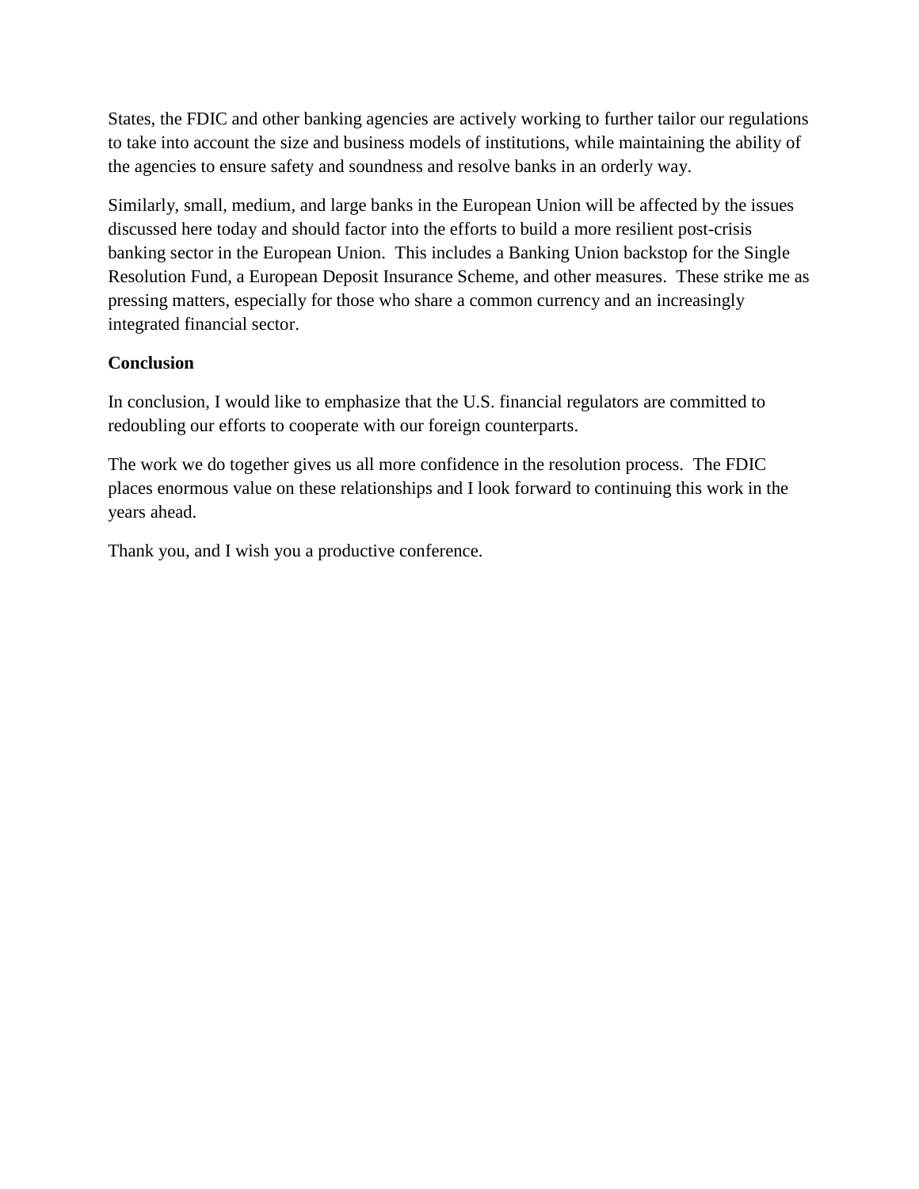States, the FDIC and other banking agencies are actively working to further tailor our regulations to take into account the size and business models of institutions, while maintaining the ability of the agencies to ensure safety and soundness and resolve banks in an orderly way.

Similarly, small, medium, and large banks in the European Union will be affected by the issues discussed here today and should factor into the efforts to build a more resilient post-crisis banking sector in the European Union. This includes a Banking Union backstop for the Single Resolution Fund, a European Deposit Insurance Scheme, and other measures. These strike me as pressing matters, especially for those who share a common currency and an increasingly integrated financial sector.

**Conclusion**

In conclusion, I would like to emphasize that the U.S. financial regulators are committed to redoubling our efforts to cooperate with our foreign counterparts.

The work we do together gives us all more confidence in the resolution process. The FDIC places enormous value on these relationships and I look forward to continuing this work in the years ahead.

Thank you, and I wish you a productive conference.